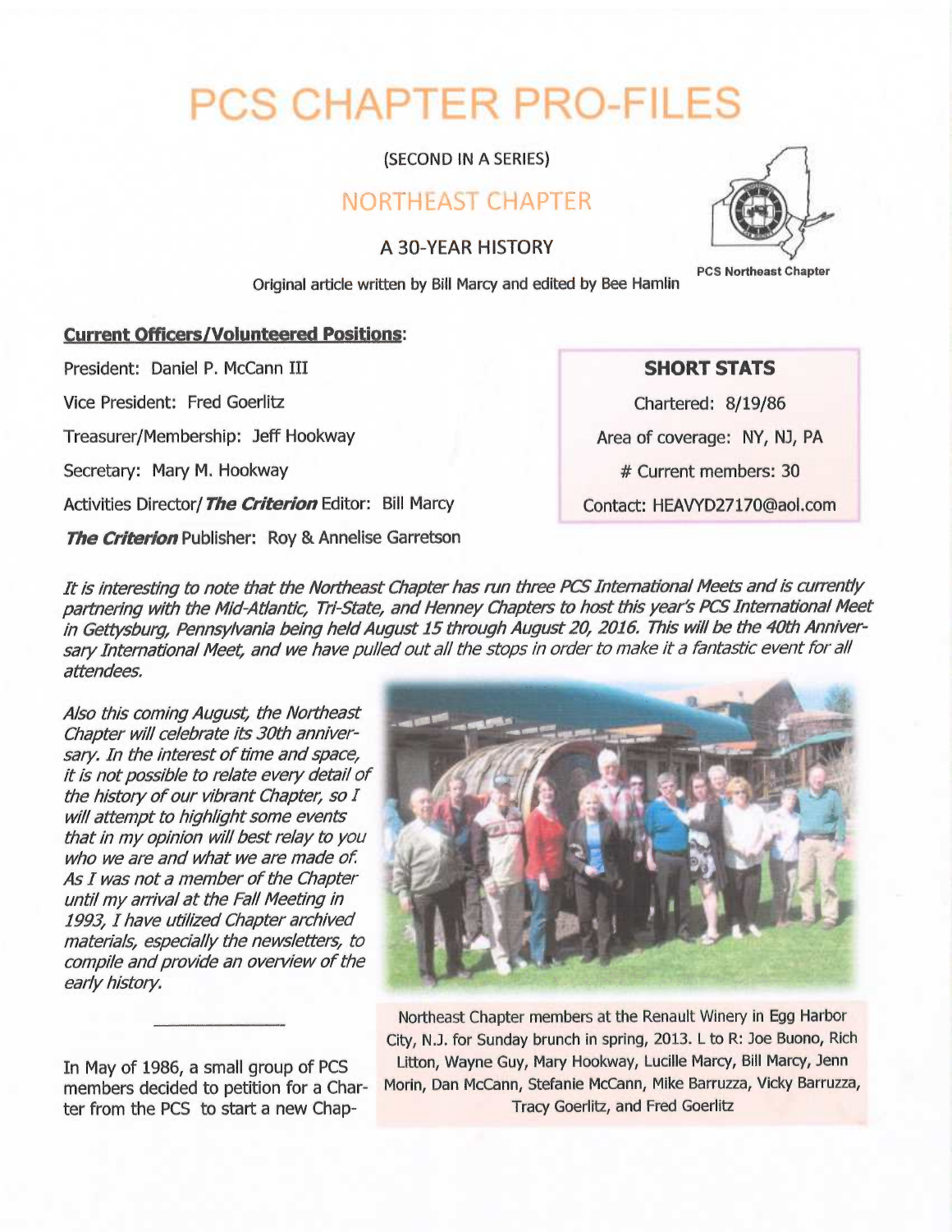# PCS CHAPTER PRO-FILES

(SECOND IN A SERIES)

## NORTHEAST CHAPTER

### A 30-YEAR HISTORY

PCS Northeast Chapter

Original article written by Bill Marcy and edited by Bee Hamlin

**Current Officers/Volunteered Positions:**

President: Daniel P. McCann III

Vice President: Fred Goerlitz

Treasurer/Membership: Jeff Hookway

Secretary: Mary M. Hookway

Activities Director/ ***The Criterion*** Editor: Bill Marcy

***The Criterion*** Publisher: Roy & Annelise Garretson

**SHORT STATS**

Chartered: 8/19/86

Area of coverage: NY, NJ, PA

# Current members: 30

Contact: HEAVYD27170@aol.com

*It is interesting to note that the Northeast Chapter has run three PCS International Meets and is currently partnering with the Mid-Atlantic, Tri-State, and Henney Chapters to host this year's PCS International Meet in Gettysburg, Pennsylvania being held August 15 through August 20, 2016. This will be the 40th Anniversary International Meet, and we have pulled out all the stops in order to make it a fantastic event for all attendees.*

*Also this coming August, the Northeast Chapter will celebrate its 30th anniversary. In the interest of time and space, it is not possible to relate every detail of the history of our vibrant Chapter, so I will attempt to highlight some events that in my opinion will best relay to you who we are and what we are made of. As I was not a member of the Chapter until my arrival at the Fall Meeting in 1993, I have utilized Chapter archived materials, especially the newsletters, to compile and provide an overview of the early history.*

Northeast Chapter members at the Renault Winery in Egg Harbor City, N.J. for Sunday brunch in spring, 2013. L to R: Joe Buono, Rich Litton, Wayne Guy, Mary Hookway, Lucille Marcy, Bill Marcy, Jenn Morin, Dan McCann, Stefanie McCann, Mike Barruzza, Vicky Barruzza, Tracy Goerlitz, and Fred Goerlitz

---

In May of 1986, a small group of PCS members decided to petition for a Charter from the PCS to start a new Chap-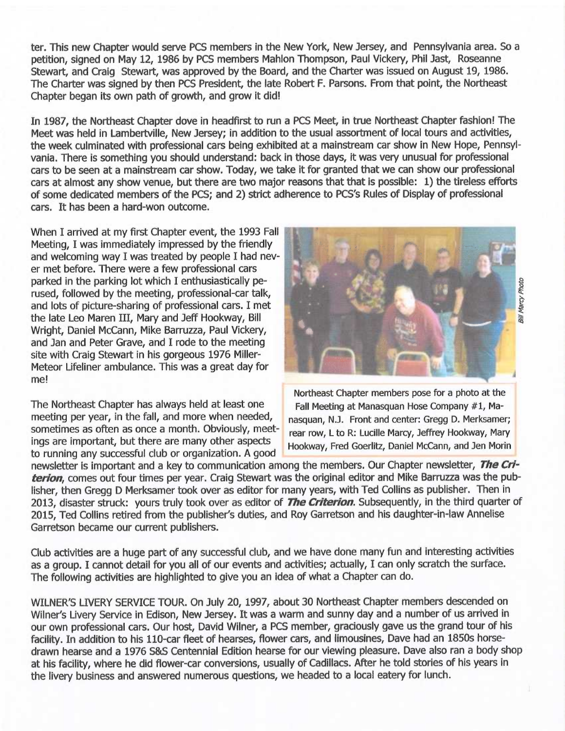ter. This new Chapter would serve PCS members in the New York, New Jersey, and Pennsylvania area. So a petition, signed on May 12, 1986 by PCS members Mahlon Thompson, Paul Vickery, Phil Jast, Roseanne Stewart, and Craig Stewart, was approved by the Board, and the Charter was issued on August 19, 1986. The Charter was signed by then PCS President, the late Robert F. Parsons. From that point, the Northeast Chapter began its own path of growth, and grow it did!

In 1987, the Northeast Chapter dove in headfirst to run a PCS Meet, in true Northeast Chapter fashion! The Meet was held in Lambertville, New Jersey; in addition to the usual assortment of local tours and activities, the week culminated with professional cars being exhibited at a mainstream car show in New Hope, Pennsylvania. There is something you should understand: back in those days, it was very unusual for professional cars to be seen at a mainstream car show. Today, we take it for granted that we can show our professional cars at almost any show venue, but there are two major reasons that that is possible: 1) the tireless efforts of some dedicated members of the PCS; and 2) strict adherence to PCS's Rules of Display of professional cars. It has been a hard-won outcome.

When I arrived at my first Chapter event, the 1993 Fall Meeting, I was immediately impressed by the friendly and welcoming way I was treated by people I had never met before. There were a few professional cars parked in the parking lot which I enthusiastically perused, followed by the meeting, professional-car talk, and lots of picture-sharing of professional cars. I met the late Leo Maren III, Mary and Jeff Hookway, Bill Wright, Daniel McCann, Mike Barruzza, Paul Vickery, and Jan and Peter Grave, and I rode to the meeting site with Craig Stewart in his gorgeous 1976 Miller-Meteor Lifeliner ambulance. This was a great day for me!

*Bill Marcy Photo*

Northeast Chapter members pose for a photo at the Fall Meeting at Manasquan Hose Company #1, Manasquan, N.J. Front and center: Gregg D. Merksamer; rear row, L to R: Lucille Marcy, Jeffrey Hookway, Mary Hookway, Fred Goerlitz, Daniel McCann, and Jen Morin

The Northeast Chapter has always held at least one meeting per year, in the fall, and more when needed, sometimes as often as once a month. Obviously, meetings are important, but there are many other aspects to running any successful club or organization. A good newsletter is important and a key to communication among the members. Our Chapter newsletter, ***The Criterion***, comes out four times per year. Craig Stewart was the original editor and Mike Barruzza was the publisher, then Gregg D Merksamer took over as editor for many years, with Ted Collins as publisher. Then in 2013, disaster struck: yours truly took over as editor of ***The Criterion***. Subsequently, in the third quarter of 2015, Ted Collins retired from the publisher's duties, and Roy Garretson and his daughter-in-law Annelise Garretson became our current publishers.

Club activities are a huge part of any successful club, and we have done many fun and interesting activities as a group. I cannot detail for you all of our events and activities; actually, I can only scratch the surface. The following activities are highlighted to give you an idea of what a Chapter can do.

WILNER'S LIVERY SERVICE TOUR. On July 20, 1997, about 30 Northeast Chapter members descended on Wilner's Livery Service in Edison, New Jersey. It was a warm and sunny day and a number of us arrived in our own professional cars. Our host, David Wilner, a PCS member, graciously gave us the grand tour of his facility. In addition to his 110-car fleet of hearses, flower cars, and limousines, Dave had an 1850s horse-drawn hearse and a 1976 S&S Centennial Edition hearse for our viewing pleasure. Dave also ran a body shop at his facility, where he did flower-car conversions, usually of Cadillacs. After he told stories of his years in the livery business and answered numerous questions, we headed to a local eatery for lunch.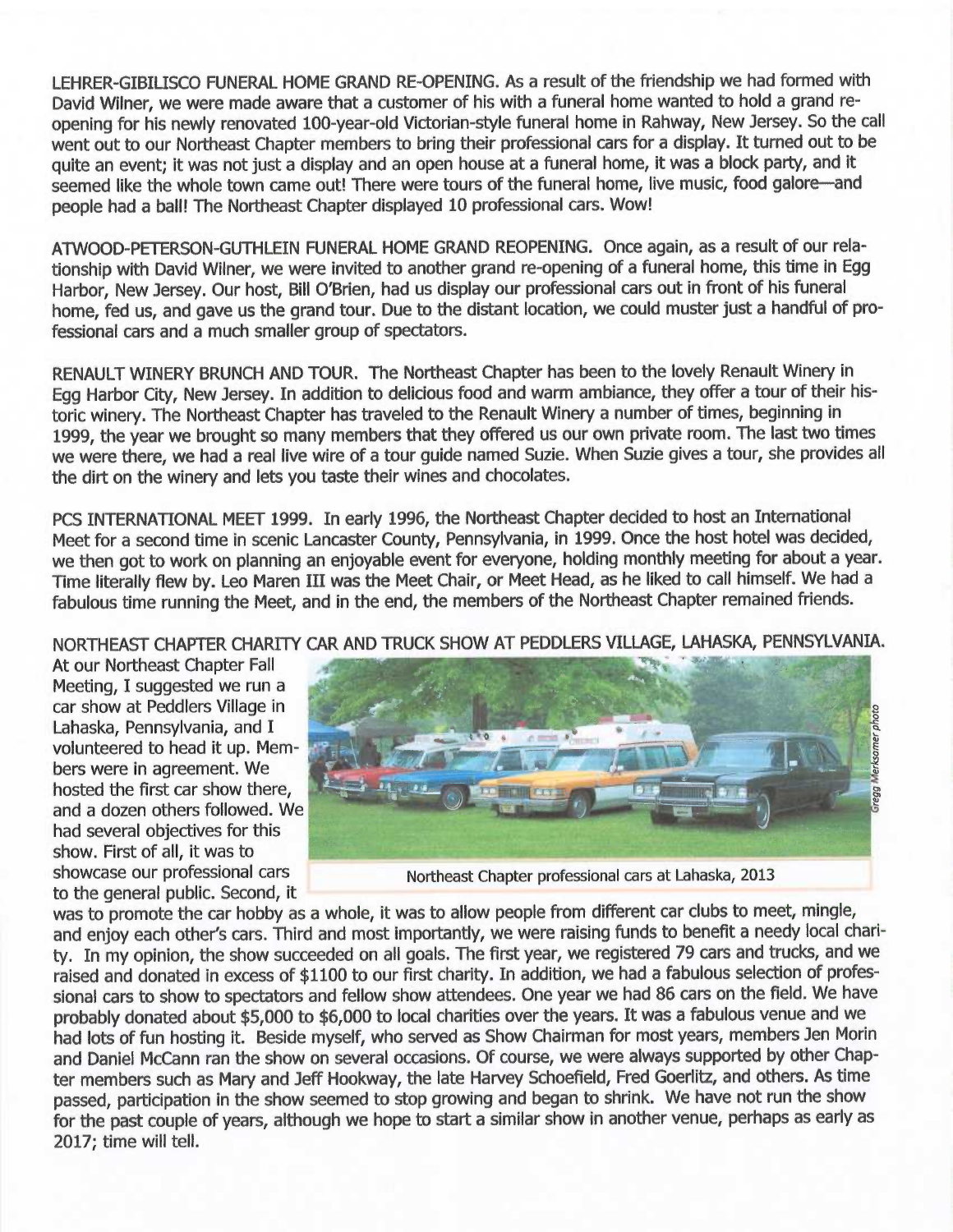LEHRER-GIBILISCO FUNERAL HOME GRAND RE-OPENING. As a result of the friendship we had formed with David Wilner, we were made aware that a customer of his with a funeral home wanted to hold a grand re-opening for his newly renovated 100-year-old Victorian-style funeral home in Rahway, New Jersey. So the call went out to our Northeast Chapter members to bring their professional cars for a display. It turned out to be quite an event; it was not just a display and an open house at a funeral home, it was a block party, and it seemed like the whole town came out! There were tours of the funeral home, live music, food galore—and people had a ball! The Northeast Chapter displayed 10 professional cars. Wow!

ATWOOD-PETERSON-GUTHLEIN FUNERAL HOME GRAND REOPENING. Once again, as a result of our relationship with David Wilner, we were invited to another grand re-opening of a funeral home, this time in Egg Harbor, New Jersey. Our host, Bill O'Brien, had us display our professional cars out in front of his funeral home, fed us, and gave us the grand tour. Due to the distant location, we could muster just a handful of professional cars and a much smaller group of spectators.

RENAULT WINERY BRUNCH AND TOUR. The Northeast Chapter has been to the lovely Renault Winery in Egg Harbor City, New Jersey. In addition to delicious food and warm ambiance, they offer a tour of their historic winery. The Northeast Chapter has traveled to the Renault Winery a number of times, beginning in 1999, the year we brought so many members that they offered us our own private room. The last two times we were there, we had a real live wire of a tour guide named Suzie. When Suzie gives a tour, she provides all the dirt on the winery and lets you taste their wines and chocolates.

PCS INTERNATIONAL MEET 1999. In early 1996, the Northeast Chapter decided to host an International Meet for a second time in scenic Lancaster County, Pennsylvania, in 1999. Once the host hotel was decided, we then got to work on planning an enjoyable event for everyone, holding monthly meeting for about a year. Time literally flew by. Leo Maren III was the Meet Chair, or Meet Head, as he liked to call himself. We had a fabulous time running the Meet, and in the end, the members of the Northeast Chapter remained friends.

NORTHEAST CHAPTER CHARITY CAR AND TRUCK SHOW AT PEDDLERS VILLAGE, LAHASKA, PENNSYLVANIA. At our Northeast Chapter Fall Meeting, I suggested we run a car show at Peddlers Village in Lahaska, Pennsylvania, and I volunteered to head it up. Members were in agreement. We hosted the first car show there, and a dozen others followed. We had several objectives for this show. First of all, it was to showcase our professional cars to the general public. Second, it was to promote the car hobby as a whole, it was to allow people from different car clubs to meet, mingle, and enjoy each other's cars. Third and most importantly, we were raising funds to benefit a needy local charity. In my opinion, the show succeeded on all goals. The first year, we registered 79 cars and trucks, and we raised and donated in excess of $1100 to our first charity. In addition, we had a fabulous selection of professional cars to show to spectators and fellow show attendees. One year we had 86 cars on the field. We have probably donated about $5,000 to $6,000 to local charities over the years. It was a fabulous venue and we had lots of fun hosting it. Beside myself, who served as Show Chairman for most years, members Jen Morin and Daniel McCann ran the show on several occasions. Of course, we were always supported by other Chapter members such as Mary and Jeff Hookway, the late Harvey Schoefield, Fred Goerlitz, and others. As time passed, participation in the show seemed to stop growing and began to shrink. We have not run the show for the past couple of years, although we hope to start a similar show in another venue, perhaps as early as 2017; time will tell.

Gregg Merksamer photo

Northeast Chapter professional cars at Lahaska, 2013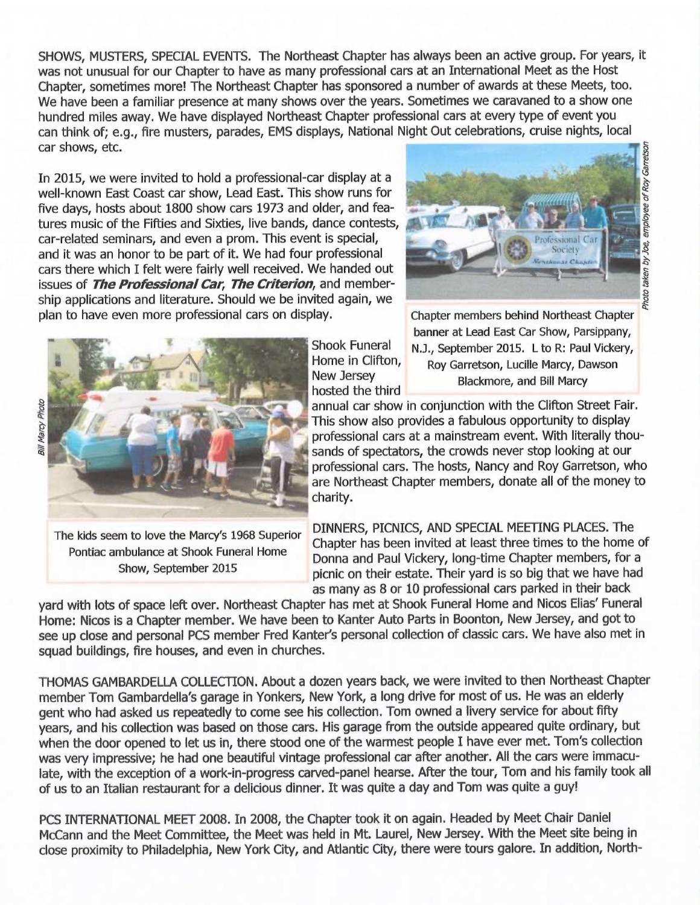SHOWS, MUSTERS, SPECIAL EVENTS. The Northeast Chapter has always been an active group. For years, it was not unusual for our Chapter to have as many professional cars at an International Meet as the Host Chapter, sometimes more! The Northeast Chapter has sponsored a number of awards at these Meets, too. We have been a familiar presence at many shows over the years. Sometimes we caravaned to a show one hundred miles away. We have displayed Northeast Chapter professional cars at every type of event you can think of; e.g., fire musters, parades, EMS displays, National Night Out celebrations, cruise nights, local car shows, etc.

In 2015, we were invited to hold a professional-car display at a well-known East Coast car show, Lead East. This show runs for five days, hosts about 1800 show cars 1973 and older, and features music of the Fifties and Sixties, live bands, dance contests, car-related seminars, and even a prom. This event is special, and it was an honor to be part of it. We had four professional cars there which I felt were fairly well received. We handed out issues of ***The Professional Car***, ***The Criterion***, and membership applications and literature. Should we be invited again, we plan to have even more professional cars on display.

Chapter members behind Northeast Chapter banner at Lead East Car Show, Parsippany, N.J., September 2015. L to R: Paul Vickery, Roy Garretson, Lucille Marcy, Dawson Blackmore, and Bill Marcy

Photo taken by Joe, employee of Roy Garretson

Shook Funeral Home in Clifton, New Jersey hosted the third annual car show in conjunction with the Clifton Street Fair. This show also provides a fabulous opportunity to display professional cars at a mainstream event. With literally thousands of spectators, the crowds never stop looking at our professional cars. The hosts, Nancy and Roy Garretson, who are Northeast Chapter members, donate all of the money to charity.

Bill Marcy Photo

The kids seem to love the Marcy's 1968 Superior Pontiac ambulance at Shook Funeral Home Show, September 2015

DINNERS, PICNICS, AND SPECIAL MEETING PLACES. The Chapter has been invited at least three times to the home of Donna and Paul Vickery, long-time Chapter members, for a picnic on their estate. Their yard is so big that we have had as many as 8 or 10 professional cars parked in their back yard with lots of space left over. Northeast Chapter has met at Shook Funeral Home and Nicos Elias' Funeral Home: Nicos is a Chapter member. We have been to Kanter Auto Parts in Boonton, New Jersey, and got to see up close and personal PCS member Fred Kanter's personal collection of classic cars. We have also met in squad buildings, fire houses, and even in churches.

THOMAS GAMBARDELLA COLLECTION. About a dozen years back, we were invited to then Northeast Chapter member Tom Gambardella's garage in Yonkers, New York, a long drive for most of us. He was an elderly gent who had asked us repeatedly to come see his collection. Tom owned a livery service for about fifty years, and his collection was based on those cars. His garage from the outside appeared quite ordinary, but when the door opened to let us in, there stood one of the warmest people I have ever met. Tom's collection was very impressive; he had one beautiful vintage professional car after another. All the cars were immaculate, with the exception of a work-in-progress carved-panel hearse. After the tour, Tom and his family took all of us to an Italian restaurant for a delicious dinner. It was quite a day and Tom was quite a guy!

PCS INTERNATIONAL MEET 2008. In 2008, the Chapter took it on again. Headed by Meet Chair Daniel McCann and the Meet Committee, the Meet was held in Mt. Laurel, New Jersey. With the Meet site being in close proximity to Philadelphia, New York City, and Atlantic City, there were tours galore. In addition, North-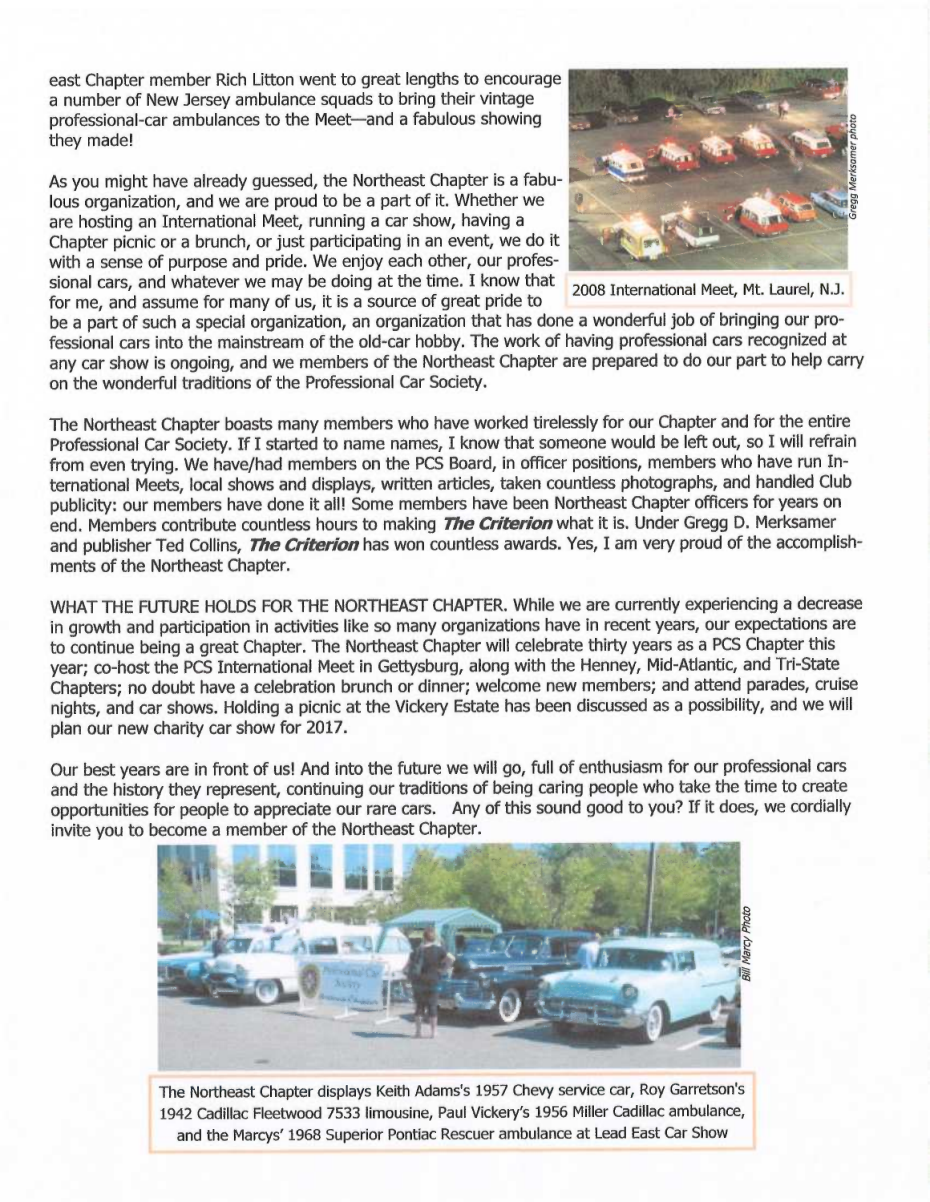east Chapter member Rich Litton went to great lengths to encourage a number of New Jersey ambulance squads to bring their vintage professional-car ambulances to the Meet—and a fabulous showing they made!

As you might have already guessed, the Northeast Chapter is a fabulous organization, and we are proud to be a part of it. Whether we are hosting an International Meet, running a car show, having a Chapter picnic or a brunch, or just participating in an event, we do it with a sense of purpose and pride. We enjoy each other, our professional cars, and whatever we may be doing at the time. I know that for me, and assume for many of us, it is a source of great pride to be a part of such a special organization, an organization that has done a wonderful job of bringing our professional cars into the mainstream of the old-car hobby. The work of having professional cars recognized at any car show is ongoing, and we members of the Northeast Chapter are prepared to do our part to help carry on the wonderful traditions of the Professional Car Society.

Gregg Merksamer photo

2008 International Meet, Mt. Laurel, N.J.

The Northeast Chapter boasts many members who have worked tirelessly for our Chapter and for the entire Professional Car Society. If I started to name names, I know that someone would be left out, so I will refrain from even trying. We have/had members on the PCS Board, in officer positions, members who have run International Meets, local shows and displays, written articles, taken countless photographs, and handled Club publicity: our members have done it all! Some members have been Northeast Chapter officers for years on end. Members contribute countless hours to making ***The Criterion*** what it is. Under Gregg D. Merksamer and publisher Ted Collins, ***The Criterion*** has won countless awards. Yes, I am very proud of the accomplishments of the Northeast Chapter.

WHAT THE FUTURE HOLDS FOR THE NORTHEAST CHAPTER. While we are currently experiencing a decrease in growth and participation in activities like so many organizations have in recent years, our expectations are to continue being a great Chapter. The Northeast Chapter will celebrate thirty years as a PCS Chapter this year; co-host the PCS International Meet in Gettysburg, along with the Henney, Mid-Atlantic, and Tri-State Chapters; no doubt have a celebration brunch or dinner; welcome new members; and attend parades, cruise nights, and car shows. Holding a picnic at the Vickery Estate has been discussed as a possibility, and we will plan our new charity car show for 2017.

Our best years are in front of us! And into the future we will go, full of enthusiasm for our professional cars and the history they represent, continuing our traditions of being caring people who take the time to create opportunities for people to appreciate our rare cars. Any of this sound good to you? If it does, we cordially invite you to become a member of the Northeast Chapter.

Bill Marcy Photo

The Northeast Chapter displays Keith Adams's 1957 Chevy service car, Roy Garretson's 1942 Cadillac Fleetwood 7533 limousine, Paul Vickery's 1956 Miller Cadillac ambulance, and the Marcys' 1968 Superior Pontiac Rescuer ambulance at Lead East Car Show